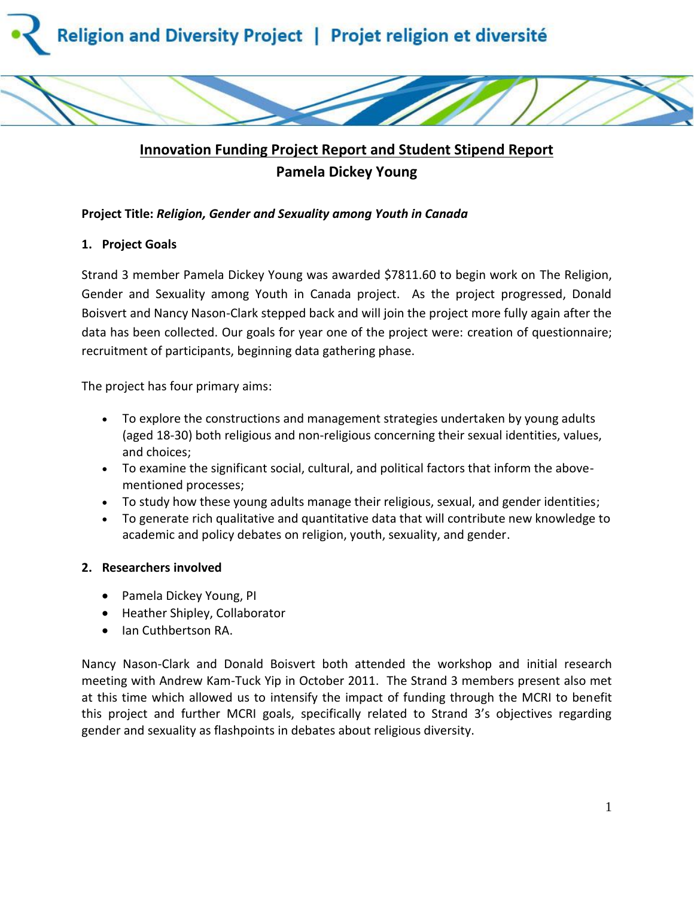Religion and Diversity Project | Projet religion et diversité

# Innovation Funding Project Report and Student Stipend Report

## Pamela Dickey Young

**Project Title:** ***Religion, Gender and Sexuality among Youth in Canada***

### 1. Project Goals

Strand 3 member Pamela Dickey Young was awarded $7811.60 to begin work on The Religion, Gender and Sexuality among Youth in Canada project. As the project progressed, Donald Boisvert and Nancy Nason-Clark stepped back and will join the project more fully again after the data has been collected. Our goals for year one of the project were: creation of questionnaire; recruitment of participants, beginning data gathering phase.

The project has four primary aims:

- To explore the constructions and management strategies undertaken by young adults (aged 18-30) both religious and non-religious concerning their sexual identities, values, and choices;
- To examine the significant social, cultural, and political factors that inform the above-mentioned processes;
- To study how these young adults manage their religious, sexual, and gender identities;
- To generate rich qualitative and quantitative data that will contribute new knowledge to academic and policy debates on religion, youth, sexuality, and gender.

### 2. Researchers involved

- Pamela Dickey Young, PI
- Heather Shipley, Collaborator
- Ian Cuthbertson RA.

Nancy Nason-Clark and Donald Boisvert both attended the workshop and initial research meeting with Andrew Kam-Tuck Yip in October 2011. The Strand 3 members present also met at this time which allowed us to intensify the impact of funding through the MCRI to benefit this project and further MCRI goals, specifically related to Strand 3's objectives regarding gender and sexuality as flashpoints in debates about religious diversity.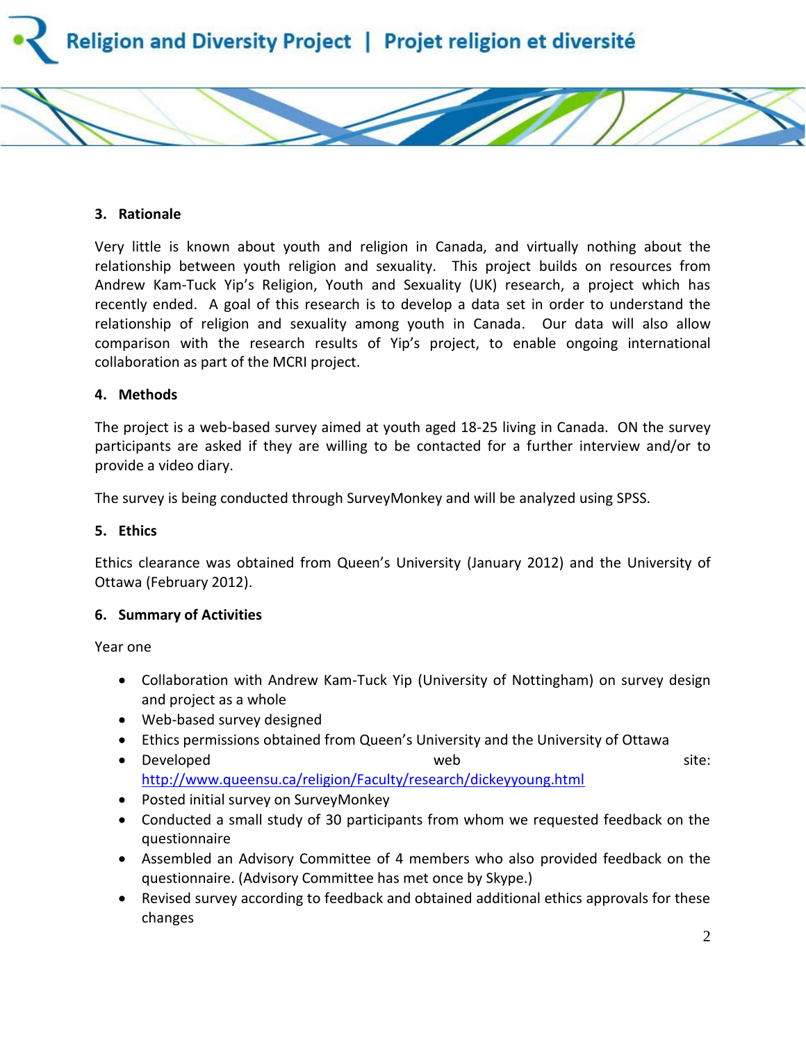### 3. Rationale

Very little is known about youth and religion in Canada, and virtually nothing about the relationship between youth religion and sexuality. This project builds on resources from Andrew Kam-Tuck Yip's Religion, Youth and Sexuality (UK) research, a project which has recently ended. A goal of this research is to develop a data set in order to understand the relationship of religion and sexuality among youth in Canada. Our data will also allow comparison with the research results of Yip's project, to enable ongoing international collaboration as part of the MCRI project.

### 4. Methods

The project is a web-based survey aimed at youth aged 18-25 living in Canada. ON the survey participants are asked if they are willing to be contacted for a further interview and/or to provide a video diary.

The survey is being conducted through SurveyMonkey and will be analyzed using SPSS.

### 5. Ethics

Ethics clearance was obtained from Queen's University (January 2012) and the University of Ottawa (February 2012).

### 6. Summary of Activities

Year one

- Collaboration with Andrew Kam-Tuck Yip (University of Nottingham) on survey design and project as a whole
- Web-based survey designed
- Ethics permissions obtained from Queen's University and the University of Ottawa
- Developed web site: http://www.queensu.ca/religion/Faculty/research/dickeyyoung.html
- Posted initial survey on SurveyMonkey
- Conducted a small study of 30 participants from whom we requested feedback on the questionnaire
- Assembled an Advisory Committee of 4 members who also provided feedback on the questionnaire. (Advisory Committee has met once by Skype.)
- Revised survey according to feedback and obtained additional ethics approvals for these changes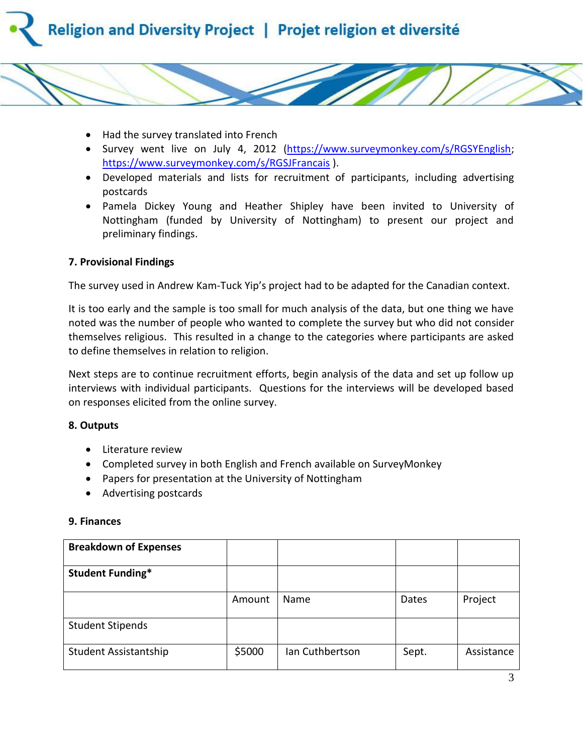- Had the survey translated into French
- Survey went live on July 4, 2012 (https://www.surveymonkey.com/s/RGSYEnglish; https://www.surveymonkey.com/s/RGSJFrancais ).
- Developed materials and lists for recruitment of participants, including advertising postcards
- Pamela Dickey Young and Heather Shipley have been invited to University of Nottingham (funded by University of Nottingham) to present our project and preliminary findings.

### 7. Provisional Findings

The survey used in Andrew Kam-Tuck Yip's project had to be adapted for the Canadian context.

It is too early and the sample is too small for much analysis of the data, but one thing we have noted was the number of people who wanted to complete the survey but who did not consider themselves religious. This resulted in a change to the categories where participants are asked to define themselves in relation to religion.

Next steps are to continue recruitment efforts, begin analysis of the data and set up follow up interviews with individual participants. Questions for the interviews will be developed based on responses elicited from the online survey.

### 8. Outputs

- Literature review
- Completed survey in both English and French available on SurveyMonkey
- Papers for presentation at the University of Nottingham
- Advertising postcards

### 9. Finances

| **Breakdown of Expenses** | | | | |
|---|---|---|---|---|
| **Student Funding*** | | | | |
| | Amount | Name | Dates | Project |
| Student Stipends | | | | |
| Student Assistantship | $5000 | Ian Cuthbertson | Sept. | Assistance |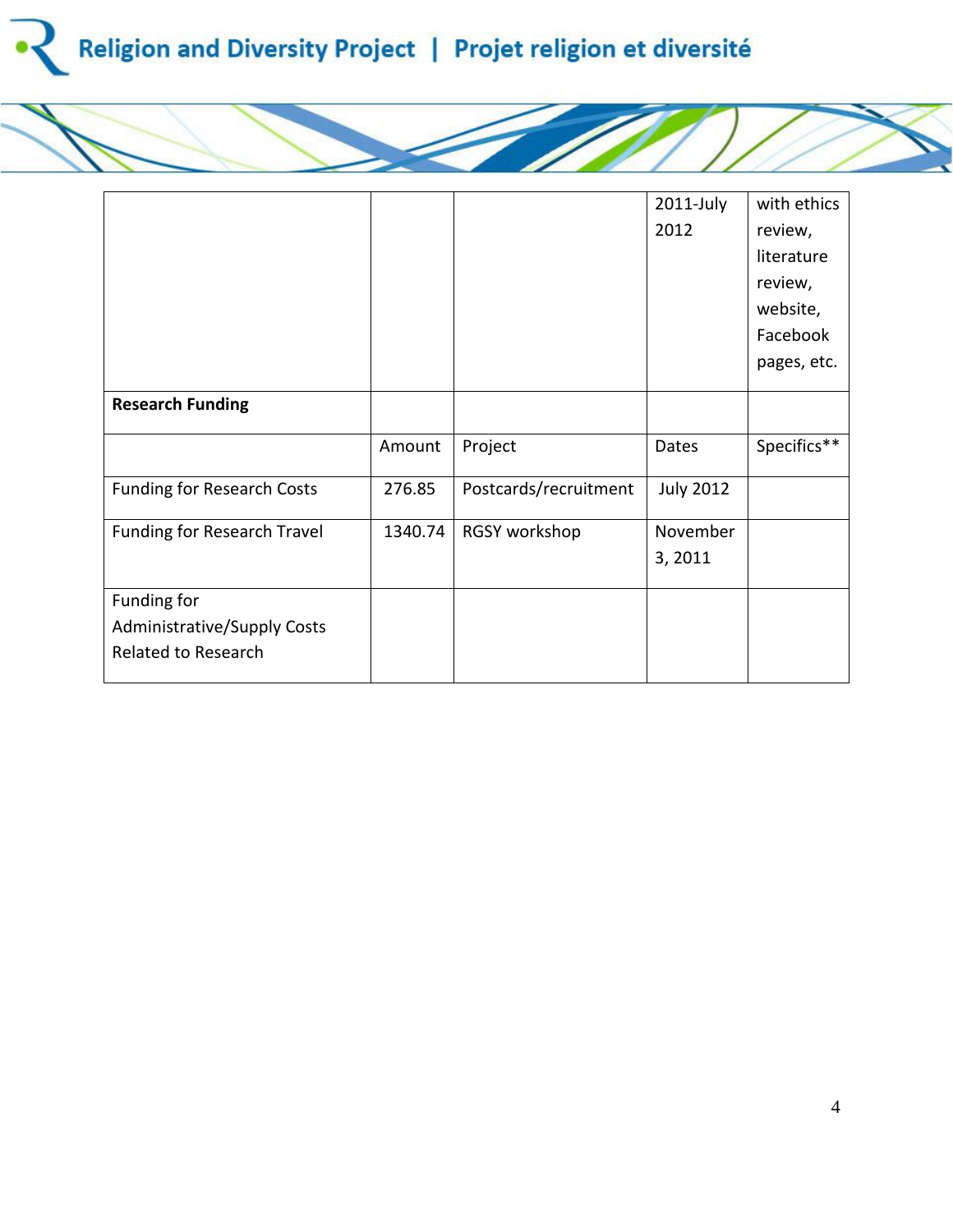| | | | | |
|---|---|---|---|---|
| | | | 2011-July 2012 | with ethics review, literature review, website, Facebook pages, etc. |
| **Research Funding** | | | | |
| | Amount | Project | Dates | Specifics** |
| Funding for Research Costs | 276.85 | Postcards/recruitment | July 2012 | |
| Funding for Research Travel | 1340.74 | RGSY workshop | November 3, 2011 | |
| Funding for Administrative/Supply Costs Related to Research | | | | |